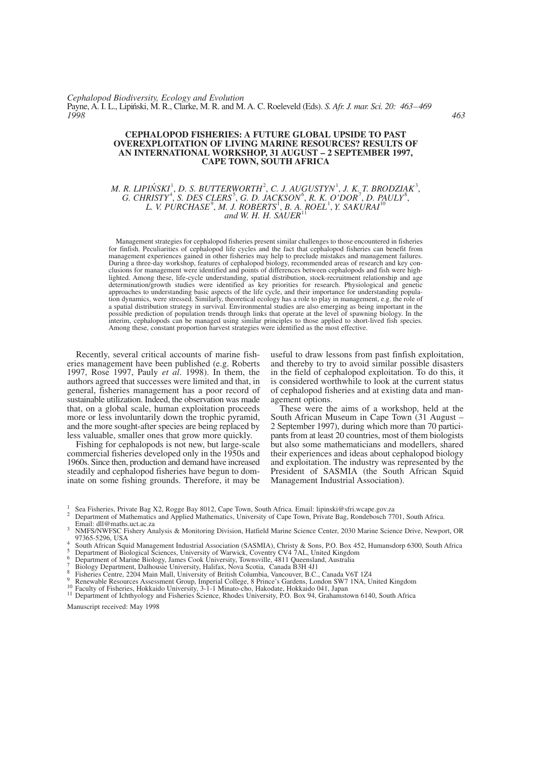# CEPHALOPOD FISHERIES: A FUTURE GLOBAL UPSIDE TO PAST OVEREXPLOITATION OF LIVING MARINE RESOURCES? RESULTS OF AN INTERNATIONAL WORKSHOP, 31 AUGUST – 2 SEPTEMBER 1997, CAPE TOWN, SOUTH AFRICA

*M. R. LIPIŃSKI*[1], *D. S. BUTTERWORTH*[2], *C. J. AUGUSTYN*[1], *J. K. T. BRODZIAK*[3], *G. CHRISTY*[4], *S. DES CLERS*[5], *G. D. JACKSON*[6], *R. K. O'DOR*[7], *D. PAULY*[8], *L. V. PURCHASE*[9], *M. J. ROBERTS*[1], *B. A. ROEL*[1], *Y. SAKURAI*[10] *and W. H. H. SAUER*[11]

Management strategies for cephalopod fisheries present similar challenges to those encountered in fisheries for finfish. Peculiarities of cephalopod life cycles and the fact that cephalopod fisheries can benefit from management experiences gained in other fisheries may help to preclude mistakes and management failures. During a three-day workshop, features of cephalopod biology, recommended areas of research and key conclusions for management were identified and points of differences between cephalopods and fish were highlighted. Among these, life-cycle understanding, spatial distribution, stock-recruitment relationship and age determination/growth studies were identified as key priorities for research. Physiological and genetic approaches to understanding basic aspects of the life cycle, and their importance for understanding population dynamics, were stressed. Similarly, theoretical ecology has a role to play in management, e.g. the role of a spatial distribution strategy in survival. Environmental studies are also emerging as being important in the possible prediction of population trends through links that operate at the level of spawning biology. In the interim, cephalopods can be managed using similar principles to those applied to short-lived fish species. Among these, constant proportion harvest strategies were identified as the most effective.

Recently, several critical accounts of marine fisheries management have been published (e.g. Roberts 1997, Rose 1997, Pauly *et al*. 1998). In them, the authors agreed that successes were limited and that, in general, fisheries management has a poor record of sustainable utilization. Indeed, the observation was made that, on a global scale, human exploitation proceeds more or less involuntarily down the trophic pyramid, and the more sought-after species are being replaced by less valuable, smaller ones that grow more quickly.

Fishing for cephalopods is not new, but large-scale commercial fisheries developed only in the 1950s and 1960s. Since then, production and demand have increased steadily and cephalopod fisheries have begun to dominate on some fishing grounds. Therefore, it may be useful to draw lessons from past finfish exploitation, and thereby to try to avoid similar possible disasters in the field of cephalopod exploitation. To do this, it is considered worthwhile to look at the current status of cephalopod fisheries and at existing data and management options.

These were the aims of a workshop, held at the South African Museum in Cape Town (31 August – 2 September 1997), during which more than 70 participants from at least 20 countries, most of them biologists but also some mathematicians and modellers, shared their experiences and ideas about cephalopod biology and exploitation. The industry was represented by the President of SASMIA (the South African Squid Management Industrial Association).

[1] Sea Fisheries, Private Bag X2, Rogge Bay 8012, Cape Town, South Africa. Email: lipinski@sfri.wcape.gov.za
[2] Department of Mathematics and Applied Mathematics, University of Cape Town, Private Bag, Rondebosch 7701, South Africa. Email: dll@maths.uct.ac.za
[3] NMFS/NWFSC Fishery Analysis & Monitoring Division, Hatfield Marine Science Center, 2030 Marine Science Drive, Newport, OR 97365-5296, USA
[4] South African Squid Management Industrial Association (SASMIA), Christy & Sons, P.O. Box 452, Humansdorp 6300, South Africa
[5] Department of Biological Sciences, University of Warwick, Coventry CV4 7AL, United Kingdom
[6] Department of Marine Biology, James Cook University, Townsville, 4811 Queensland, Australia
[7] Biology Department, Dalhousie University, Halifax, Nova Scotia, Canada B3H 4J1
[8] Fisheries Centre, 2204 Main Mall, University of British Columbia, Vancouver, B.C., Canada V6T 1Z4
[9] Renewable Resources Assessment Group, Imperial College, 8 Prince's Gardens, London SW7 1NA, United Kingdom
[10] Faculty of Fisheries, Hokkaido University, 3-1-1 Minato-cho, Hakodate, Hokkaido 041, Japan
[11] Department of Ichthyology and Fisheries Science, Rhodes University, P.O. Box 94, Grahamstown 6140, South Africa

Manuscript received: May 1998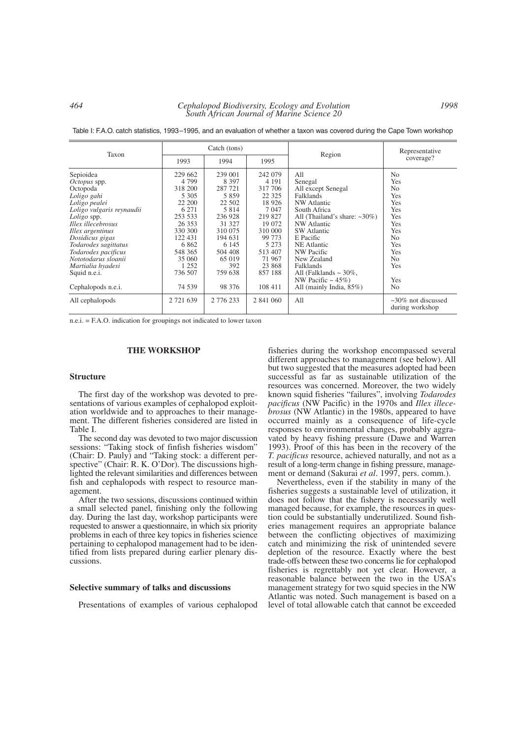Table I: F.A.O. catch statistics, 1993–1995, and an evaluation of whether a taxon was covered during the Cape Town workshop

| Taxon | Catch (tons) | | | Region | Representative coverage? |
|---|---|---|---|---|---|
| | 1993 | 1994 | 1995 | | |
| Sepioidea | 229 662 | 239 001 | 242 079 | All | No |
| *Octopus* spp. | 4 799 | 8 397 | 4 191 | Senegal | Yes |
| Octopoda | 318 200 | 287 721 | 317 706 | All except Senegal | No |
| *Loligo gahi* | 5 305 | 5 859 | 22 325 | Falklands | Yes |
| *Loligo pealei* | 22 200 | 22 502 | 18 926 | NW Atlantic | Yes |
| *Loligo vulgaris reynaudii* | 6 271 | 5 814 | 7 047 | South Africa | Yes |
| *Loligo* spp. | 253 533 | 236 928 | 219 827 | All (Thailand's share: ~30%) | Yes |
| *Illex illecebrosus* | 26 353 | 31 327 | 19 072 | NW Atlantic | Yes |
| *Illex argentinus* | 330 300 | 310 075 | 310 000 | SW Atlantic | Yes |
| *Dosidicus gigas* | 122 431 | 194 631 | 99 773 | E Pacific | No |
| *Todarodes sagittatus* | 6 862 | 6 145 | 5 273 | NE Atlantic | Yes |
| *Todarodes pacificus* | 548 365 | 504 408 | 513 407 | NW Pacific | Yes |
| *Nototodarus sloanii* | 35 060 | 65 019 | 71 967 | New Zealand | No |
| *Martialia hyadesi* | 1 252 | 392 | 23 868 | Falklands | Yes |
| Squid n.e.i. | 736 507 | 759 638 | 857 188 | All (Falklands ~ 30%, NW Pacific ~ 45%) | Yes |
| Cephalopods n.e.i. | 74 539 | 98 376 | 108 411 | All (mainly India, 85%) | No |
| All cephalopods | 2 721 639 | 2 776 233 | 2 841 060 | All | ~30% not discussed during workshop |

n.e.i. = F.A.O. indication for groupings not indicated to lower taxon

## THE WORKSHOP

### Structure

The first day of the workshop was devoted to presentations of various examples of cephalopod exploitation worldwide and to approaches to their management. The different fisheries considered are listed in Table I.

The second day was devoted to two major discussion sessions: "Taking stock of finfish fisheries wisdom" (Chair: D. Pauly) and "Taking stock: a different perspective" (Chair: R. K. O'Dor). The discussions highlighted the relevant similarities and differences between fish and cephalopods with respect to resource management.

After the two sessions, discussions continued within a small selected panel, finishing only the following day. During the last day, workshop participants were requested to answer a questionnaire, in which six priority problems in each of three key topics in fisheries science pertaining to cephalopod management had to be identified from lists prepared during earlier plenary discussions.

### Selective summary of talks and discussions

Presentations of examples of various cephalopod fisheries during the workshop encompassed several different approaches to management (see below). All but two suggested that the measures adopted had been successful as far as sustainable utilization of the resources was concerned. Moreover, the two widely known squid fisheries "failures", involving *Todarodes pacificus* (NW Pacific) in the 1970s and *Illex illecebrosus* (NW Atlantic) in the 1980s, appeared to have occurred mainly as a consequence of life-cycle responses to environmental changes, probably aggravated by heavy fishing pressure (Dawe and Warren 1993). Proof of this has been in the recovery of the *T. pacificus* resource, achieved naturally, and not as a result of a long-term change in fishing pressure, management or demand (Sakurai *et al*. 1997, pers. comm.).

Nevertheless, even if the stability in many of the fisheries suggests a sustainable level of utilization, it does not follow that the fishery is necessarily well managed because, for example, the resources in question could be substantially underutilized. Sound fisheries management requires an appropriate balance between the conflicting objectives of maximizing catch and minimizing the risk of unintended severe depletion of the resource. Exactly where the best trade-offs between these two concerns lie for cephalopod fisheries is regrettably not yet clear. However, a reasonable balance between the two in the USA's management strategy for two squid species in the NW Atlantic was noted. Such management is based on a level of total allowable catch that cannot be exceeded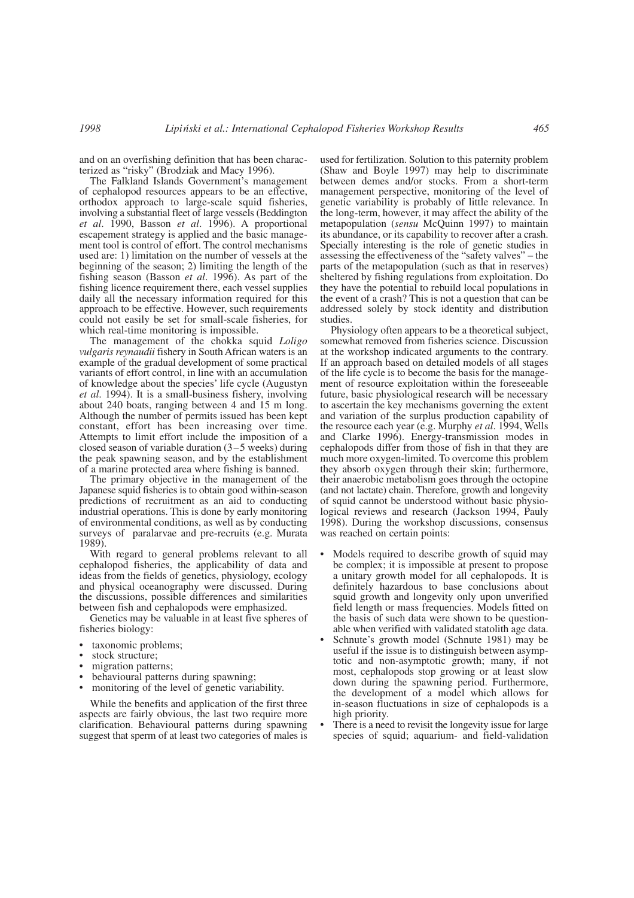and on an overfishing definition that has been characterized as "risky" (Brodziak and Macy 1996).

The Falkland Islands Government's management of cephalopod resources appears to be an effective, orthodox approach to large-scale squid fisheries, involving a substantial fleet of large vessels (Beddington *et al*. 1990, Basson *et al*. 1996). A proportional escapement strategy is applied and the basic management tool is control of effort. The control mechanisms used are: 1) limitation on the number of vessels at the beginning of the season; 2) limiting the length of the fishing season (Basson *et al*. 1996). As part of the fishing licence requirement there, each vessel supplies daily all the necessary information required for this approach to be effective. However, such requirements could not easily be set for small-scale fisheries, for which real-time monitoring is impossible.

The management of the chokka squid *Loligo vulgaris reynaudii* fishery in South African waters is an example of the gradual development of some practical variants of effort control, in line with an accumulation of knowledge about the species' life cycle (Augustyn *et al*. 1994). It is a small-business fishery, involving about 240 boats, ranging between 4 and 15 m long. Although the number of permits issued has been kept constant, effort has been increasing over time. Attempts to limit effort include the imposition of a closed season of variable duration (3–5 weeks) during the peak spawning season, and by the establishment of a marine protected area where fishing is banned.

The primary objective in the management of the Japanese squid fisheries is to obtain good within-season predictions of recruitment as an aid to conducting industrial operations. This is done by early monitoring of environmental conditions, as well as by conducting surveys of paralarvae and pre-recruits (e.g. Murata 1989).

With regard to general problems relevant to all cephalopod fisheries, the applicability of data and ideas from the fields of genetics, physiology, ecology and physical oceanography were discussed. During the discussions, possible differences and similarities between fish and cephalopods were emphasized.

Genetics may be valuable in at least five spheres of fisheries biology:

- taxonomic problems;
- stock structure;
- migration patterns;
- behavioural patterns during spawning;
- monitoring of the level of genetic variability.

While the benefits and application of the first three aspects are fairly obvious, the last two require more clarification. Behavioural patterns during spawning suggest that sperm of at least two categories of males is used for fertilization. Solution to this paternity problem (Shaw and Boyle 1997) may help to discriminate between demes and/or stocks. From a short-term management perspective, monitoring of the level of genetic variability is probably of little relevance. In the long-term, however, it may affect the ability of the metapopulation (*sensu* McQuinn 1997) to maintain its abundance, or its capability to recover after a crash. Specially interesting is the role of genetic studies in assessing the effectiveness of the "safety valves" – the parts of the metapopulation (such as that in reserves) sheltered by fishing regulations from exploitation. Do they have the potential to rebuild local populations in the event of a crash? This is not a question that can be addressed solely by stock identity and distribution studies.

Physiology often appears to be a theoretical subject, somewhat removed from fisheries science. Discussion at the workshop indicated arguments to the contrary. If an approach based on detailed models of all stages of the life cycle is to become the basis for the management of resource exploitation within the foreseeable future, basic physiological research will be necessary to ascertain the key mechanisms governing the extent and variation of the surplus production capability of the resource each year (e.g. Murphy *et al*. 1994, Wells and Clarke 1996). Energy-transmission modes in cephalopods differ from those of fish in that they are much more oxygen-limited. To overcome this problem they absorb oxygen through their skin; furthermore, their anaerobic metabolism goes through the octopine (and not lactate) chain. Therefore, growth and longevity of squid cannot be understood without basic physiological reviews and research (Jackson 1994, Pauly 1998). During the workshop discussions, consensus was reached on certain points:

- Models required to describe growth of squid may be complex; it is impossible at present to propose a unitary growth model for all cephalopods. It is definitely hazardous to base conclusions about squid growth and longevity only upon unverified field length or mass frequencies. Models fitted on the basis of such data were shown to be questionable when verified with validated statolith age data.
- Schnute's growth model (Schnute 1981) may be useful if the issue is to distinguish between asymptotic and non-asymptotic growth; many, if not most, cephalopods stop growing or at least slow down during the spawning period. Furthermore, the development of a model which allows for in-season fluctuations in size of cephalopods is a high priority.
- There is a need to revisit the longevity issue for large species of squid; aquarium- and field-validation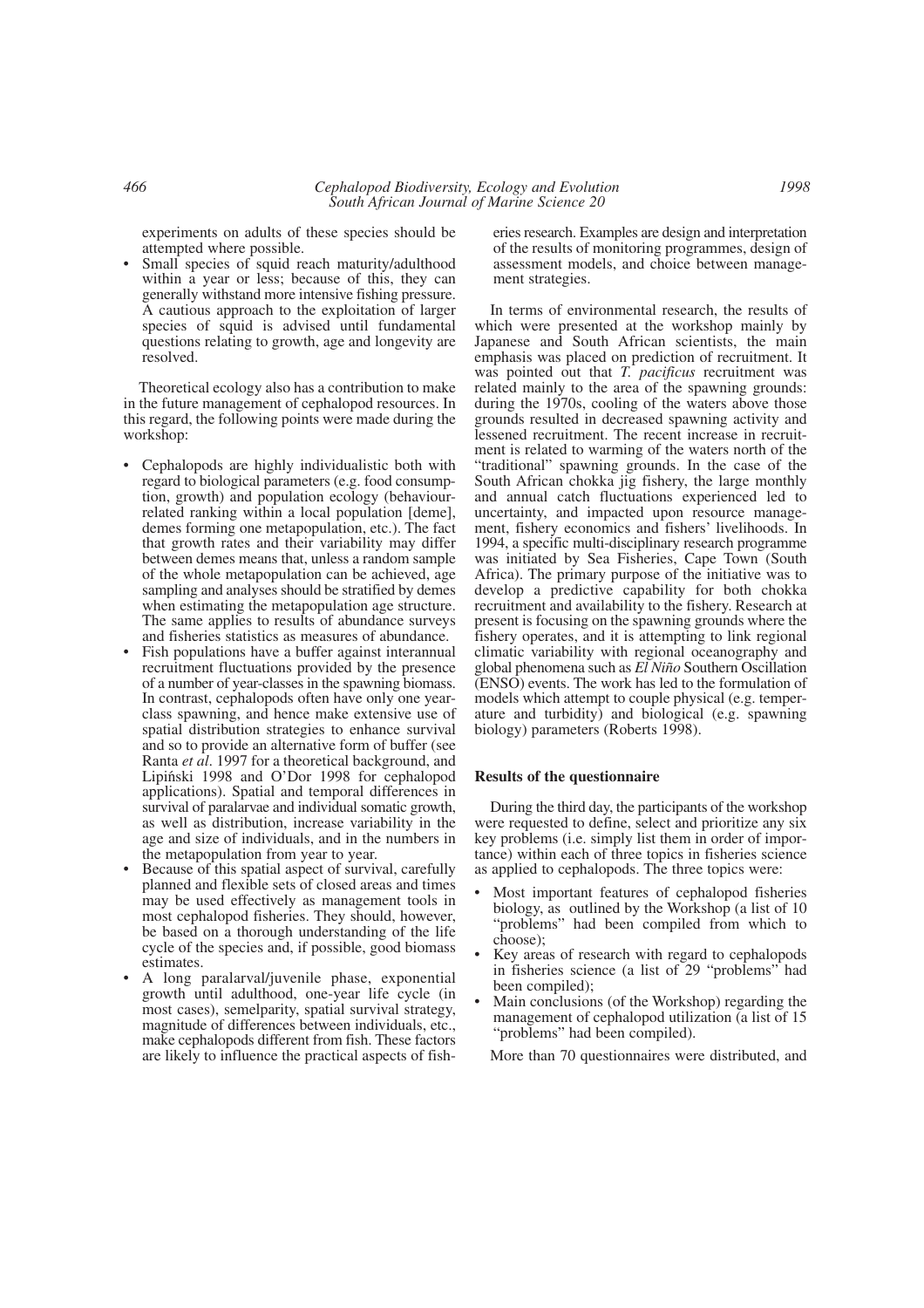experiments on adults of these species should be attempted where possible.

- Small species of squid reach maturity/adulthood within a year or less; because of this, they can generally withstand more intensive fishing pressure. A cautious approach to the exploitation of larger species of squid is advised until fundamental questions relating to growth, age and longevity are resolved.

Theoretical ecology also has a contribution to make in the future management of cephalopod resources. In this regard, the following points were made during the workshop:

- Cephalopods are highly individualistic both with regard to biological parameters (e.g. food consumption, growth) and population ecology (behaviour-related ranking within a local population [deme], demes forming one metapopulation, etc.). The fact that growth rates and their variability may differ between demes means that, unless a random sample of the whole metapopulation can be achieved, age sampling and analyses should be stratified by demes when estimating the metapopulation age structure. The same applies to results of abundance surveys and fisheries statistics as measures of abundance.
- Fish populations have a buffer against interannual recruitment fluctuations provided by the presence of a number of year-classes in the spawning biomass. In contrast, cephalopods often have only one year-class spawning, and hence make extensive use of spatial distribution strategies to enhance survival and so to provide an alternative form of buffer (see Ranta *et al*. 1997 for a theoretical background, and Lipiński 1998 and O'Dor 1998 for cephalopod applications). Spatial and temporal differences in survival of paralarvae and individual somatic growth, as well as distribution, increase variability in the age and size of individuals, and in the numbers in the metapopulation from year to year.
- Because of this spatial aspect of survival, carefully planned and flexible sets of closed areas and times may be used effectively as management tools in most cephalopod fisheries. They should, however, be based on a thorough understanding of the life cycle of the species and, if possible, good biomass estimates.
- A long paralarval/juvenile phase, exponential growth until adulthood, one-year life cycle (in most cases), semelparity, spatial survival strategy, magnitude of differences between individuals, etc., make cephalopods different from fish. These factors are likely to influence the practical aspects of fisheries research. Examples are design and interpretation of the results of monitoring programmes, design of assessment models, and choice between management strategies.

In terms of environmental research, the results of which were presented at the workshop mainly by Japanese and South African scientists, the main emphasis was placed on prediction of recruitment. It was pointed out that *T. pacificus* recruitment was related mainly to the area of the spawning grounds: during the 1970s, cooling of the waters above those grounds resulted in decreased spawning activity and lessened recruitment. The recent increase in recruitment is related to warming of the waters north of the "traditional" spawning grounds. In the case of the South African chokka jig fishery, the large monthly and annual catch fluctuations experienced led to uncertainty, and impacted upon resource management, fishery economics and fishers' livelihoods. In 1994, a specific multi-disciplinary research programme was initiated by Sea Fisheries, Cape Town (South Africa). The primary purpose of the initiative was to develop a predictive capability for both chokka recruitment and availability to the fishery. Research at present is focusing on the spawning grounds where the fishery operates, and it is attempting to link regional climatic variability with regional oceanography and global phenomena such as *El Niño* Southern Oscillation (ENSO) events. The work has led to the formulation of models which attempt to couple physical (e.g. temperature and turbidity) and biological (e.g. spawning biology) parameters (Roberts 1998).

## Results of the questionnaire

During the third day, the participants of the workshop were requested to define, select and prioritize any six key problems (i.e. simply list them in order of importance) within each of three topics in fisheries science as applied to cephalopods. The three topics were:

- Most important features of cephalopod fisheries biology, as outlined by the Workshop (a list of 10 "problems" had been compiled from which to choose);
- Key areas of research with regard to cephalopods in fisheries science (a list of 29 "problems" had been compiled);
- Main conclusions (of the Workshop) regarding the management of cephalopod utilization (a list of 15 "problems" had been compiled).

More than 70 questionnaires were distributed, and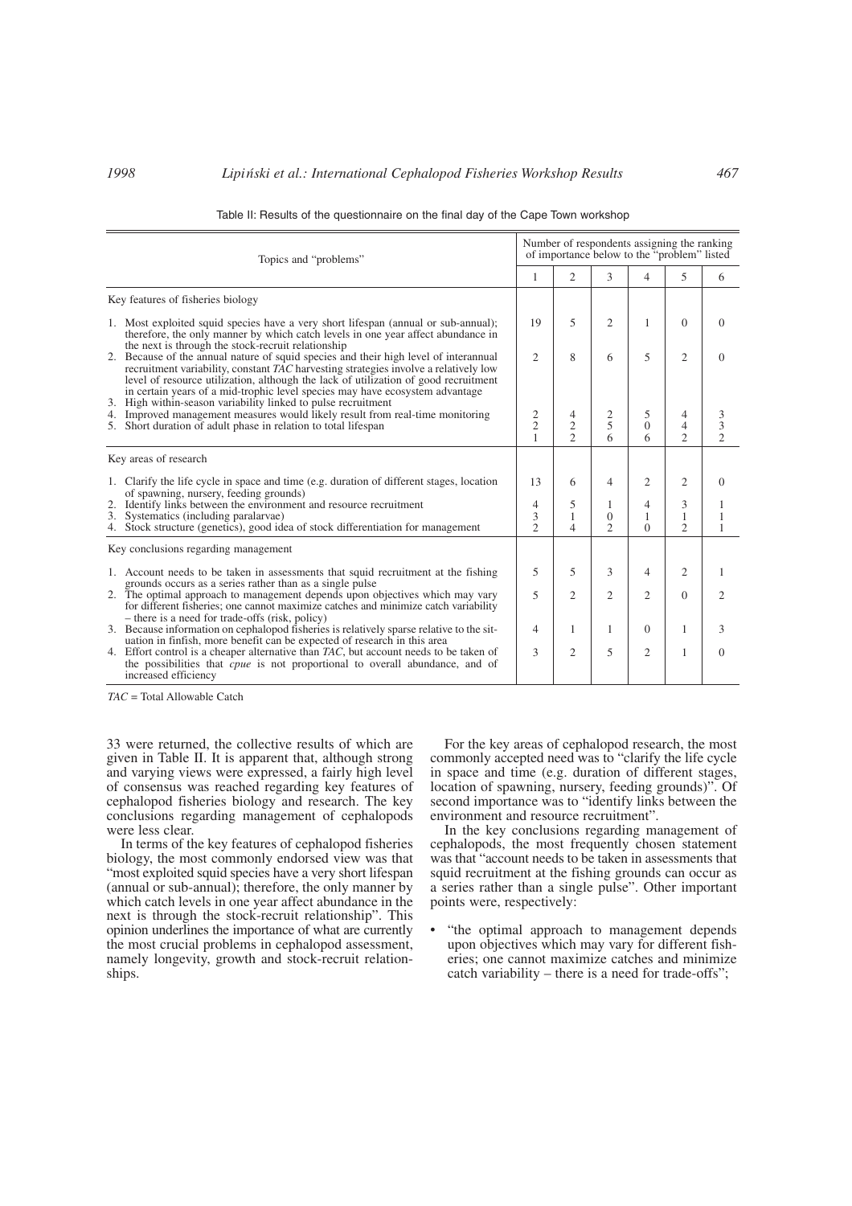Table II: Results of the questionnaire on the final day of the Cape Town workshop

| Topics and "problems" | Number of respondents assigning the ranking of importance below to the "problem" listed | | | | | |
|---|---|---|---|---|---|---|
| | 1 | 2 | 3 | 4 | 5 | 6 |
| **Key features of fisheries biology** | | | | | | |
| 1. Most exploited squid species have a very short lifespan (annual or sub-annual); therefore, the only manner by which catch levels in one year affect abundance in the next is through the stock-recruit relationship | 19 | 5 | 2 | 1 | 0 | 0 |
| 2. Because of the annual nature of squid species and their high level of interannual recruitment variability, constant *TAC* harvesting strategies involve a relatively low level of resource utilization, although the lack of utilization of good recruitment in certain years of a mid-trophic level species may have ecosystem advantage | 2 | 8 | 6 | 5 | 2 | 0 |
| 3. High within-season variability linked to pulse recruitment | 2 | 4 | 2 | 5 | 4 | 3 |
| 4. Improved management measures would likely result from real-time monitoring | 2 | 2 | 5 | 0 | 4 | 3 |
| 5. Short duration of adult phase in relation to total lifespan | 1 | 2 | 6 | 6 | 2 | 2 |
| **Key areas of research** | | | | | | |
| 1. Clarify the life cycle in space and time (e.g. duration of different stages, location of spawning, nursery, feeding grounds) | 13 | 6 | 4 | 2 | 2 | 0 |
| 2. Identify links between the environment and resource recruitment | 4 | 5 | 1 | 4 | 3 | 1 |
| 3. Systematics (including paralarvae) | 3 | 1 | 0 | 1 | 1 | 1 |
| 4. Stock structure (genetics), good idea of stock differentiation for management | 2 | 4 | 2 | 0 | 2 | 1 |
| **Key conclusions regarding management** | | | | | | |
| 1. Account needs to be taken in assessments that squid recruitment at the fishing grounds occurs as a series rather than as a single pulse | 5 | 5 | 3 | 4 | 2 | 1 |
| 2. The optimal approach to management depends upon objectives which may vary for different fisheries; one cannot maximize catches and minimize catch variability – there is a need for trade-offs (risk, policy) | 5 | 2 | 2 | 2 | 0 | 2 |
| 3. Because information on cephalopod fisheries is relatively sparse relative to the situation in finfish, more benefit can be expected of research in this area | 4 | 1 | 1 | 0 | 1 | 3 |
| 4. Effort control is a cheaper alternative than *TAC*, but account needs to be taken of the possibilities that *cpue* is not proportional to overall abundance, and of increased efficiency | 3 | 2 | 5 | 2 | 1 | 0 |

*TAC* = Total Allowable Catch

33 were returned, the collective results of which are given in Table II. It is apparent that, although strong and varying views were expressed, a fairly high level of consensus was reached regarding key features of cephalopod fisheries biology and research. The key conclusions regarding management of cephalopods were less clear.

In terms of the key features of cephalopod fisheries biology, the most commonly endorsed view was that "most exploited squid species have a very short lifespan (annual or sub-annual); therefore, the only manner by which catch levels in one year affect abundance in the next is through the stock-recruit relationship". This opinion underlines the importance of what are currently the most crucial problems in cephalopod assessment, namely longevity, growth and stock-recruit relationships.

For the key areas of cephalopod research, the most commonly accepted need was to "clarify the life cycle in space and time (e.g. duration of different stages, location of spawning, nursery, feeding grounds)". Of second importance was to "identify links between the environment and resource recruitment".

In the key conclusions regarding management of cephalopods, the most frequently chosen statement was that "account needs to be taken in assessments that squid recruitment at the fishing grounds can occur as a series rather than a single pulse". Other important points were, respectively:

- "the optimal approach to management depends upon objectives which may vary for different fisheries; one cannot maximize catches and minimize catch variability – there is a need for trade-offs";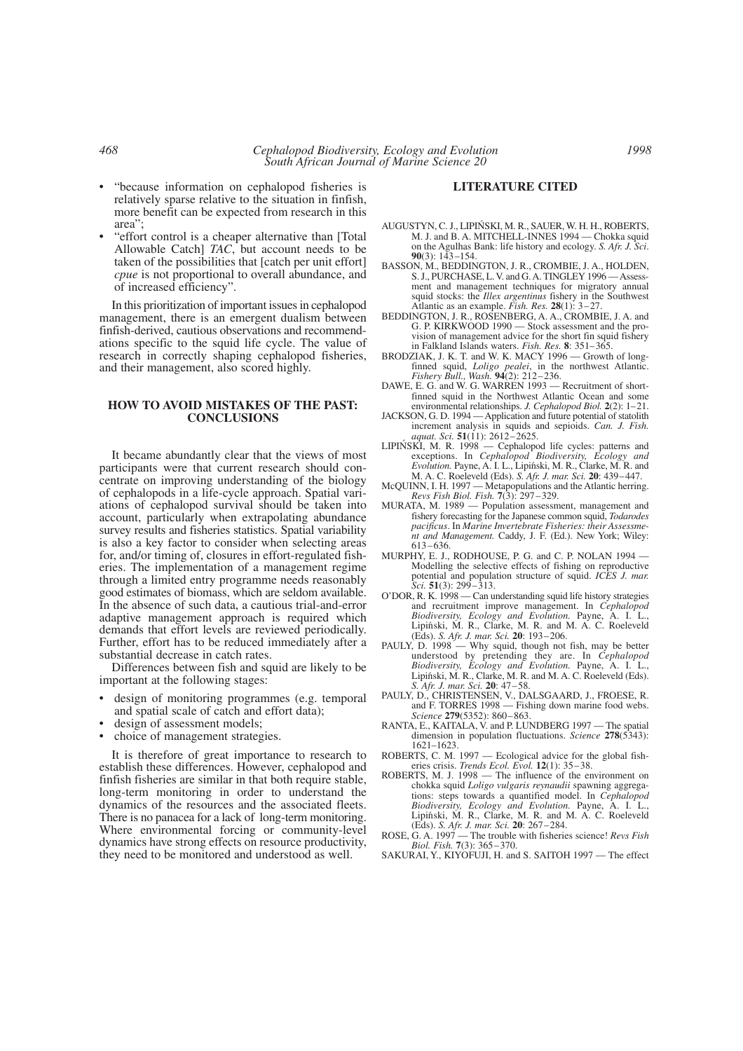- "because information on cephalopod fisheries is relatively sparse relative to the situation in finfish, more benefit can be expected from research in this area";
- "effort control is a cheaper alternative than [Total Allowable Catch] *TAC*, but account needs to be taken of the possibilities that [catch per unit effort] *cpue* is not proportional to overall abundance, and of increased efficiency".

In this prioritization of important issues in cephalopod management, there is an emergent dualism between finfish-derived, cautious observations and recommendations specific to the squid life cycle. The value of research in correctly shaping cephalopod fisheries, and their management, also scored highly.

## HOW TO AVOID MISTAKES OF THE PAST: CONCLUSIONS

It became abundantly clear that the views of most participants were that current research should concentrate on improving understanding of the biology of cephalopods in a life-cycle approach. Spatial variations of cephalopod survival should be taken into account, particularly when extrapolating abundance survey results and fisheries statistics. Spatial variability is also a key factor to consider when selecting areas for, and/or timing of, closures in effort-regulated fisheries. The implementation of a management regime through a limited entry programme needs reasonably good estimates of biomass, which are seldom available. In the absence of such data, a cautious trial-and-error adaptive management approach is required which demands that effort levels are reviewed periodically. Further, effort has to be reduced immediately after a substantial decrease in catch rates.

Differences between fish and squid are likely to be important at the following stages:

- design of monitoring programmes (e.g. temporal and spatial scale of catch and effort data);
- design of assessment models;
- choice of management strategies.

It is therefore of great importance to research to establish these differences. However, cephalopod and finfish fisheries are similar in that both require stable, long-term monitoring in order to understand the dynamics of the resources and the associated fleets. There is no panacea for a lack of long-term monitoring. Where environmental forcing or community-level dynamics have strong effects on resource productivity, they need to be monitored and understood as well.

## LITERATURE CITED

AUGUSTYN, C. J., LIPIŃSKI, M. R., SAUER, W. H. H., ROBERTS, M. J. and B. A. MITCHELL-INNES 1994 — Chokka squid on the Agulhas Bank: life history and ecology. *S. Afr. J. Sci*. **90**(3): 143–154.

BASSON, M., BEDDINGTON, J. R., CROMBIE, J. A., HOLDEN, S. J., PURCHASE, L. V. and G. A. TINGLEY 1996 — Assessment and management techniques for migratory annual squid stocks: the *Illex argentinus* fishery in the Southwest Atlantic as an example. *Fish. Res.* **28**(1): 3–27.

BEDDINGTON, J. R., ROSENBERG, A. A., CROMBIE, J. A. and G. P. KIRKWOOD 1990 — Stock assessment and the provision of management advice for the short fin squid fishery in Falkland Islands waters. *Fish. Res.* **8**: 351–365.

BRODZIAK, J. K. T. and W. K. MACY 1996 — Growth of long-finned squid, *Loligo pealei*, in the northwest Atlantic. *Fishery Bull., Wash.* **94**(2): 212–236.

DAWE, E. G. and W. G. WARREN 1993 — Recruitment of short-finned squid in the Northwest Atlantic Ocean and some environmental relationships. *J. Cephalopod Biol.* **2**(2): 1–21.

JACKSON, G. D. 1994 — Application and future potential of statolith increment analysis in squids and sepioids. *Can. J. Fish. aquat. Sci.* **51**(11): 2612–2625.

LIPIŃSKI, M. R. 1998 — Cephalopod life cycles: patterns and exceptions. In *Cephalopod Biodiversity, Ecology and Evolution.* Payne, A. I. L., Lipiński, M. R., Clarke, M. R. and M. A. C. Roeleveld (Eds). *S. Afr. J. mar. Sci.* **20**: 439–447.

McQUINN, I. H. 1997 — Metapopulations and the Atlantic herring. *Revs Fish Biol. Fish.* **7**(3): 297–329.

MURATA, M. 1989 — Population assessment, management and fishery forecasting for the Japanese common squid, *Todarodes pacificus*. In *Marine Invertebrate Fisheries: their Assessment and Management.* Caddy, J. F. (Ed.). New York; Wiley: 613–636.

MURPHY, E. J., RODHOUSE, P. G. and C. P. NOLAN 1994 — Modelling the selective effects of fishing on reproductive potential and population structure of squid. *ICES J. mar. Sci.* **51**(3): 299–313.

O'DOR, R. K. 1998 — Can understanding squid life history strategies and recruitment improve management. In *Cephalopod Biodiversity, Ecology and Evolution.* Payne, A. I. L., Lipiński, M. R., Clarke, M. R. and M. A. C. Roeleveld (Eds). *S. Afr. J. mar. Sci.* **20**: 193–206.

PAULY, D. 1998 — Why squid, though not fish, may be better understood by pretending they are. In *Cephalopod Biodiversity, Ecology and Evolution.* Payne, A. I. L., Lipiński, M. R., Clarke, M. R. and M. A. C. Roeleveld (Eds). *S. Afr. J. mar. Sci.* **20**: 47–58.

PAULY, D., CHRISTENSEN, V., DALSGAARD, J., FROESE, R. and F. TORRES 1998 — Fishing down marine food webs. *Science* **279**(5352): 860–863.

RANTA, E., KAITALA, V. and P. LUNDBERG 1997 — The spatial dimension in population fluctuations. *Science* **278**(5343): 1621–1623.

ROBERTS, C. M. 1997 — Ecological advice for the global fisheries crisis. *Trends Ecol. Evol.* **12**(1): 35–38.

ROBERTS, M. J. 1998 — The influence of the environment on chokka squid *Loligo vulgaris reynaudii* spawning aggregations: steps towards a quantified model. In *Cephalopod Biodiversity, Ecology and Evolution.* Payne, A. I. L., Lipiński, M. R., Clarke, M. R. and M. A. C. Roeleveld (Eds). *S. Afr. J. mar. Sci.* **20**: 267–284.

ROSE, G. A. 1997 — The trouble with fisheries science! *Revs Fish Biol. Fish.* **7**(3): 365–370.

SAKURAI, Y., KIYOFUJI, H. and S. SAITOH 1997 — The effect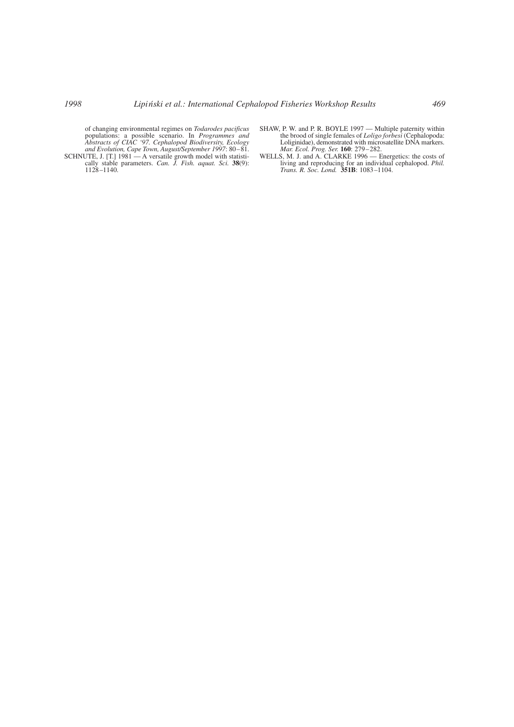of changing environmental regimes on *Todarodes pacificus* populations: a possible scenario. In *Programmes and Abstracts of CIAC '97. Cephalopod Biodiversity, Ecology and Evolution, Cape Town, August/September 1997*: 80–81.

SCHNUTE, J. [T.] 1981 — A versatile growth model with statistically stable parameters. *Can. J. Fish. aquat. Sci.* **38**(9): 1128–1140.

SHAW, P. W. and P. R. BOYLE 1997 — Multiple paternity within the brood of single females of *Loligo forbesi* (Cephalopoda: Loliginidae), demonstrated with microsatellite DNA markers. *Mar. Ecol. Prog. Ser.* **160**: 279–282.

WELLS, M. J. and A. CLARKE 1996 — Energetics: the costs of living and reproducing for an individual cephalopod. *Phil. Trans. R. Soc. Lond.* **351B**: 1083–1104.